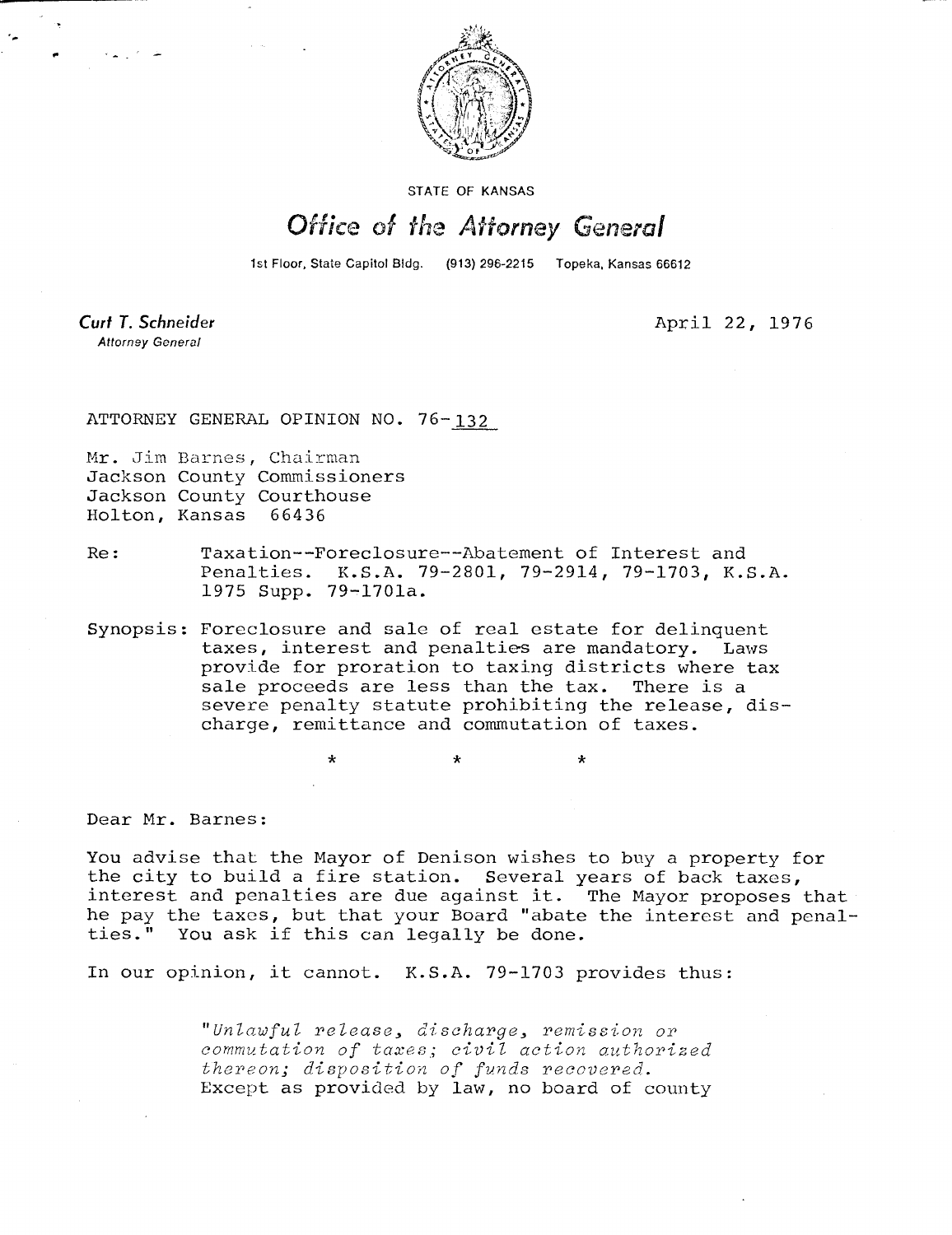STATE OF KANSAS

# Office of the Attorney General

1st Floor, State Capitol Bldg. (913) 296-2215 Topeka, Kansas 66612

**Curt T. Schneider**
*Attorney General*

April 22, 1976

ATTORNEY GENERAL OPINION NO. 76-132

Mr. Jim Barnes, Chairman
Jackson County Commissioners
Jackson County Courthouse
Holton, Kansas 66436

Re: Taxation--Foreclosure--Abatement of Interest and Penalties. K.S.A. 79-2801, 79-2914, 79-1703, K.S.A. 1975 Supp. 79-1701a.

Synopsis: Foreclosure and sale of real estate for delinquent taxes, interest and penalties are mandatory. Laws provide for proration to taxing districts where tax sale proceeds are less than the tax. There is a severe penalty statute prohibiting the release, discharge, remittance and commutation of taxes.

\* \* \*

Dear Mr. Barnes:

You advise that the Mayor of Denison wishes to buy a property for the city to build a fire station. Several years of back taxes, interest and penalties are due against it. The Mayor proposes that he pay the taxes, but that your Board "abate the interest and penalties." You ask if this can legally be done.

In our opinion, it cannot. K.S.A. 79-1703 provides thus:

> "*Unlawful release, discharge, remission or commutation of taxes; civil action authorized thereon; disposition of funds recovered.*
> Except as provided by law, no board of county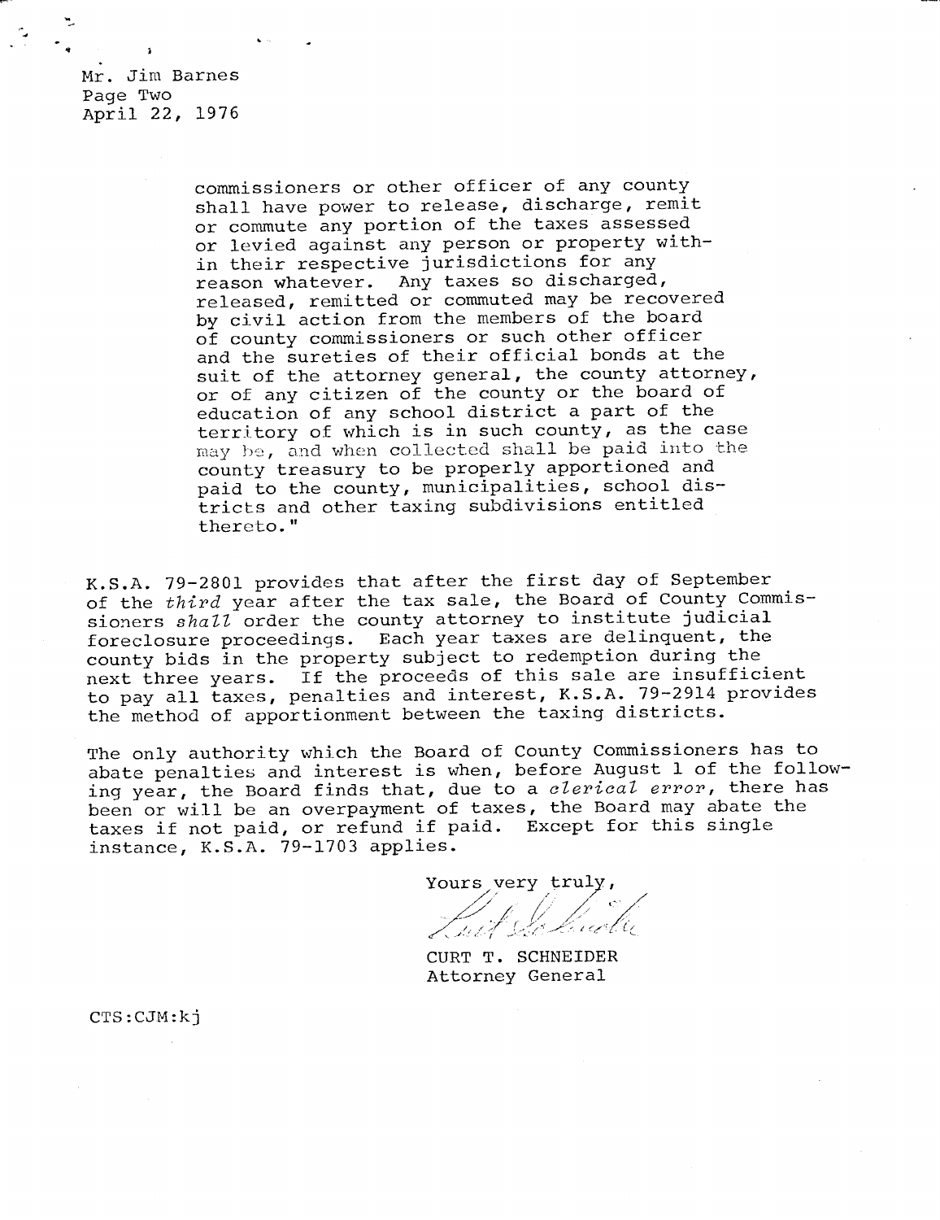Mr. Jim Barnes
Page Two
April 22, 1976

> commissioners or other officer of any county shall have power to release, discharge, remit or commute any portion of the taxes assessed or levied against any person or property within their respective jurisdictions for any reason whatever. Any taxes so discharged, released, remitted or commuted may be recovered by civil action from the members of the board of county commissioners or such other officer and the sureties of their official bonds at the suit of the attorney general, the county attorney, or of any citizen of the county or the board of education of any school district a part of the territory of which is in such county, as the case may be, and when collected shall be paid into the county treasury to be properly apportioned and paid to the county, municipalities, school districts and other taxing subdivisions entitled thereto."

K.S.A. 79-2801 provides that after the first day of September of the *third* year after the tax sale, the Board of County Commissioners *shall* order the county attorney to institute judicial foreclosure proceedings. Each year taxes are delinquent, the county bids in the property subject to redemption during the next three years. If the proceeds of this sale are insufficient to pay all taxes, penalties and interest, K.S.A. 79-2914 provides the method of apportionment between the taxing districts.

The only authority which the Board of County Commissioners has to abate penalties and interest is when, before August 1 of the following year, the Board finds that, due to a *clerical error*, there has been or will be an overpayment of taxes, the Board may abate the taxes if not paid, or refund if paid. Except for this single instance, K.S.A. 79-1703 applies.

Yours very truly,

CURT T. SCHNEIDER
Attorney General

CTS:CJM:kj